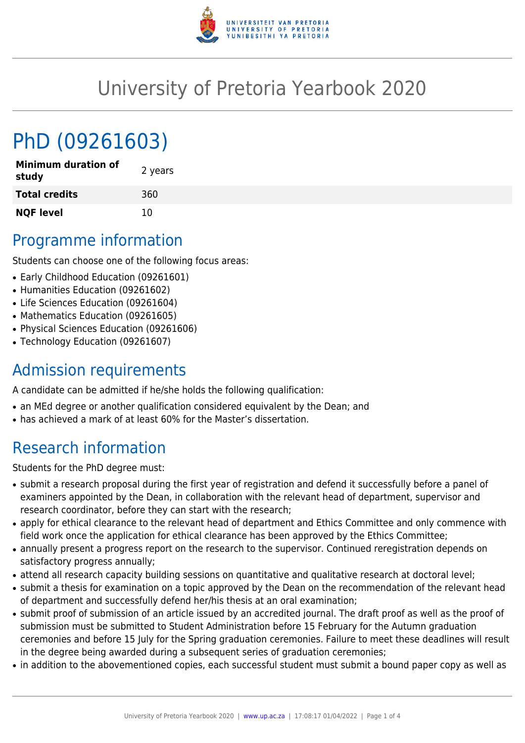# University of Pretoria Yearbook 2020

# PhD (09261603)

| | |
|---|---|
| **Minimum duration of study** | 2 years |
| **Total credits** | 360 |
| **NQF level** | 10 |

## Programme information

Students can choose one of the following focus areas:

- Early Childhood Education (09261601)
- Humanities Education (09261602)
- Life Sciences Education (09261604)
- Mathematics Education (09261605)
- Physical Sciences Education (09261606)
- Technology Education (09261607)

## Admission requirements

A candidate can be admitted if he/she holds the following qualification:

- an MEd degree or another qualification considered equivalent by the Dean; and
- has achieved a mark of at least 60% for the Master's dissertation.

## Research information

Students for the PhD degree must:

- submit a research proposal during the first year of registration and defend it successfully before a panel of examiners appointed by the Dean, in collaboration with the relevant head of department, supervisor and research coordinator, before they can start with the research;
- apply for ethical clearance to the relevant head of department and Ethics Committee and only commence with field work once the application for ethical clearance has been approved by the Ethics Committee;
- annually present a progress report on the research to the supervisor. Continued reregistration depends on satisfactory progress annually;
- attend all research capacity building sessions on quantitative and qualitative research at doctoral level;
- submit a thesis for examination on a topic approved by the Dean on the recommendation of the relevant head of department and successfully defend her/his thesis at an oral examination;
- submit proof of submission of an article issued by an accredited journal. The draft proof as well as the proof of submission must be submitted to Student Administration before 15 February for the Autumn graduation ceremonies and before 15 July for the Spring graduation ceremonies. Failure to meet these deadlines will result in the degree being awarded during a subsequent series of graduation ceremonies;
- in addition to the abovementioned copies, each successful student must submit a bound paper copy as well as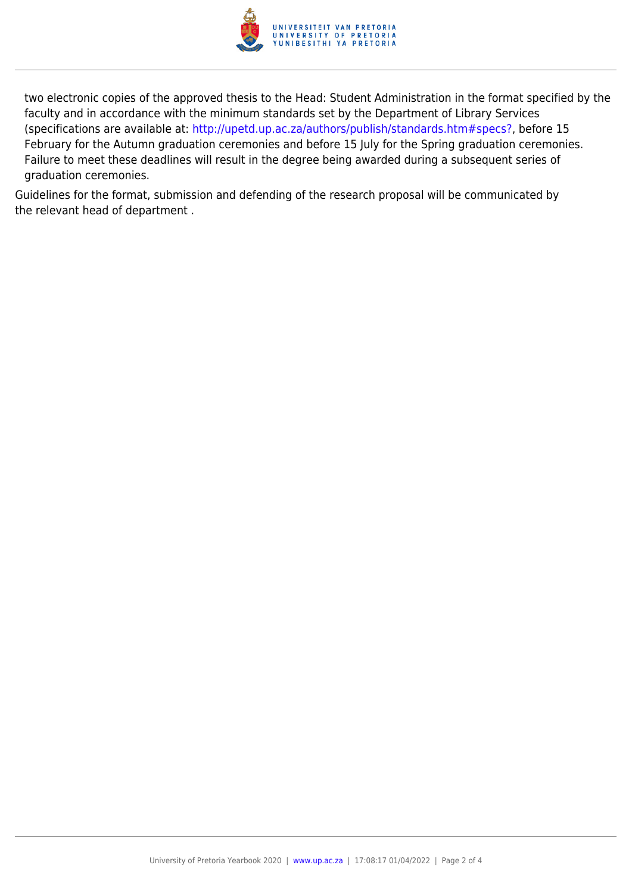two electronic copies of the approved thesis to the Head: Student Administration in the format specified by the faculty and in accordance with the minimum standards set by the Department of Library Services (specifications are available at: http://upetd.up.ac.za/authors/publish/standards.htm#specs?, before 15 February for the Autumn graduation ceremonies and before 15 July for the Spring graduation ceremonies. Failure to meet these deadlines will result in the degree being awarded during a subsequent series of graduation ceremonies.

Guidelines for the format, submission and defending of the research proposal will be communicated by the relevant head of department .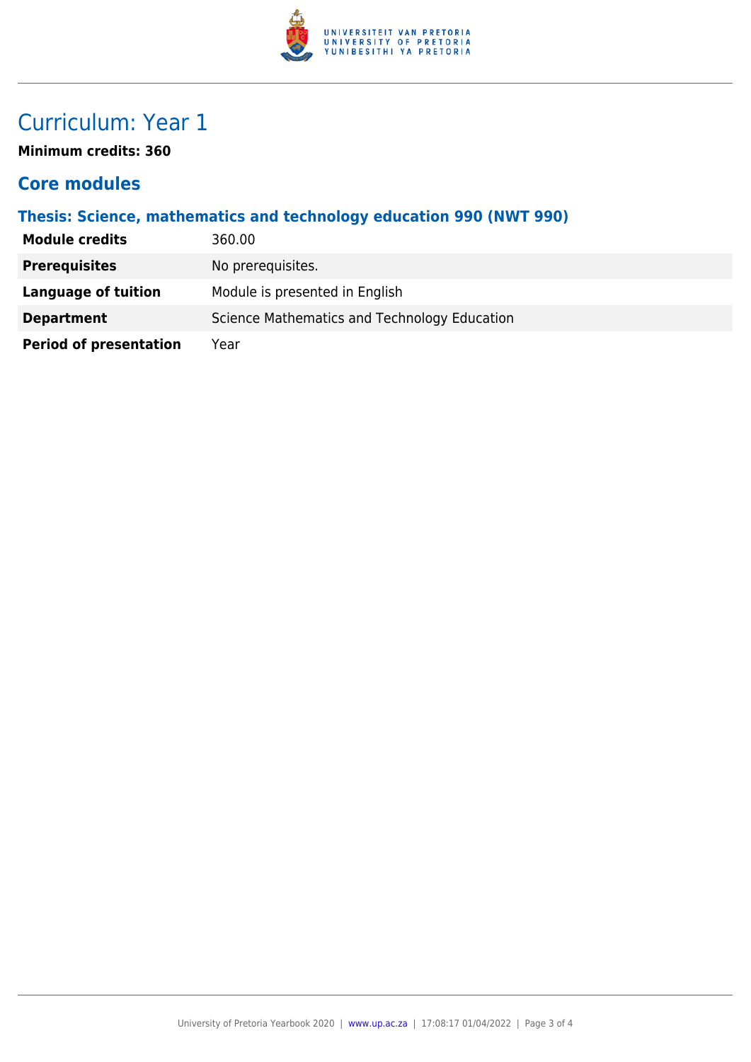# Curriculum: Year 1

**Minimum credits: 360**

## Core modules

### Thesis: Science, mathematics and technology education 990 (NWT 990)

| | |
|---|---|
| **Module credits** | 360.00 |
| **Prerequisites** | No prerequisites. |
| **Language of tuition** | Module is presented in English |
| **Department** | Science Mathematics and Technology Education |
| **Period of presentation** | Year |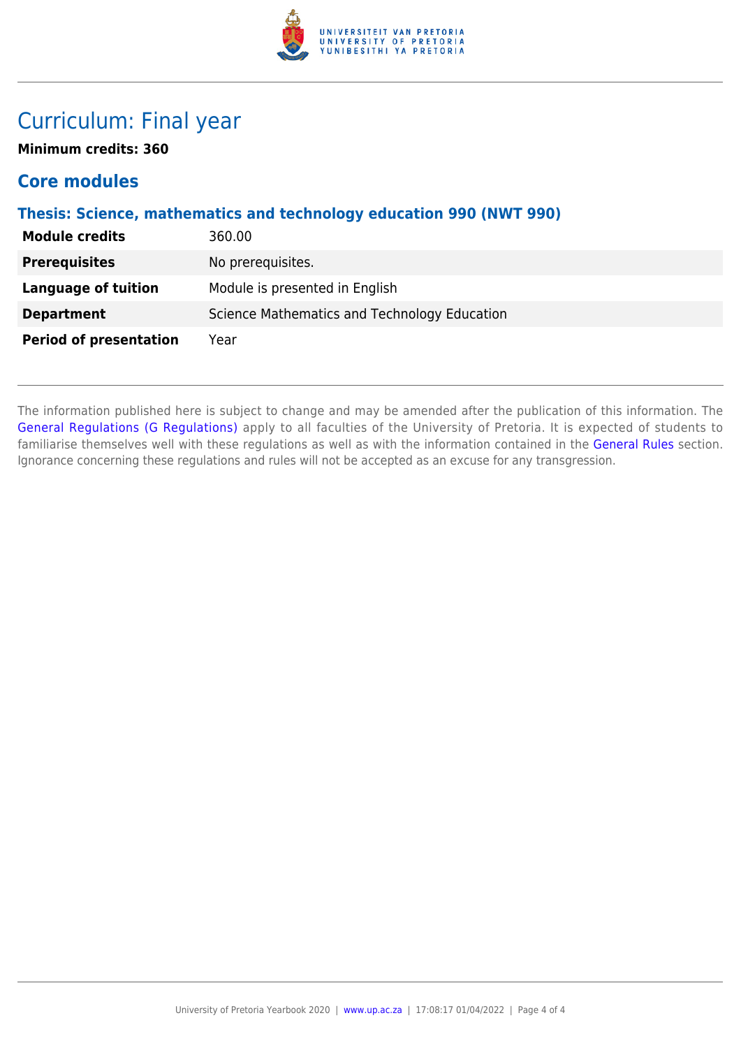# Curriculum: Final year

**Minimum credits: 360**

## Core modules

### Thesis: Science, mathematics and technology education 990 (NWT 990)

| | |
|---|---|
| **Module credits** | 360.00 |
| **Prerequisites** | No prerequisites. |
| **Language of tuition** | Module is presented in English |
| **Department** | Science Mathematics and Technology Education |
| **Period of presentation** | Year |

The information published here is subject to change and may be amended after the publication of this information. The General Regulations (G Regulations) apply to all faculties of the University of Pretoria. It is expected of students to familiarise themselves well with these regulations as well as with the information contained in the General Rules section. Ignorance concerning these regulations and rules will not be accepted as an excuse for any transgression.